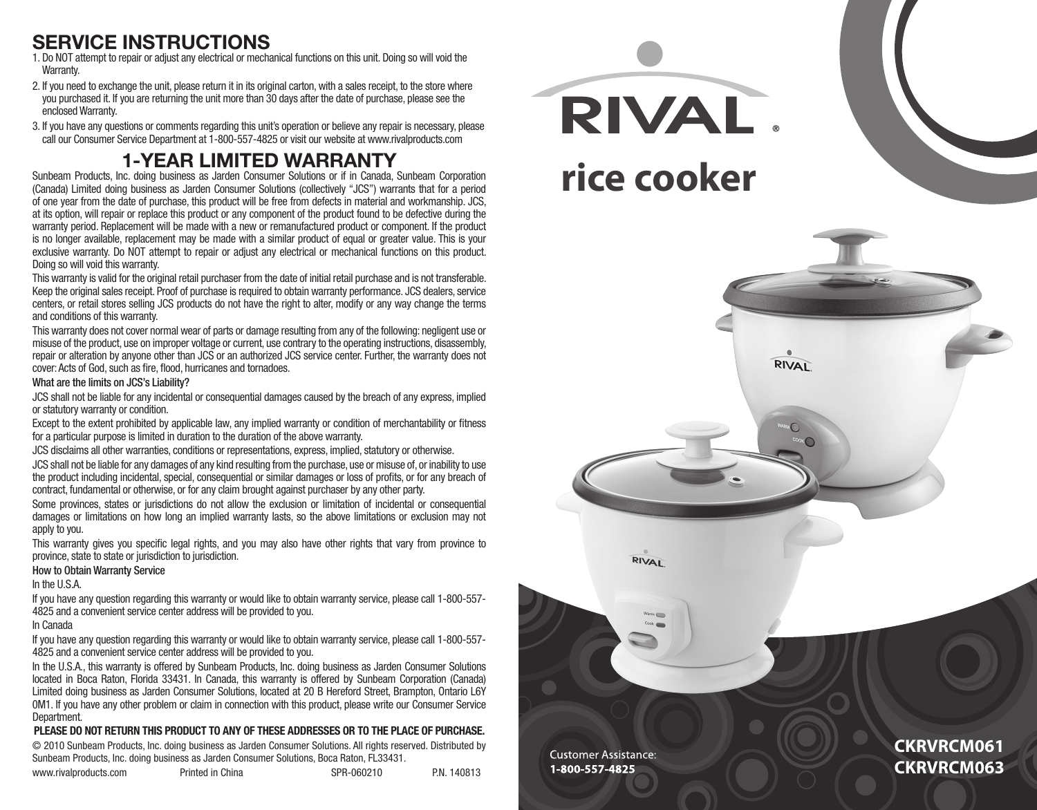## SERVICE INSTRUCTIONS

1. Do NOT attempt to repair or adjust any electrical or mechanical functions on this unit. Doing so will void the Warranty.
2. If you need to exchange the unit, please return it in its original carton, with a sales receipt, to the store where you purchased it. If you are returning the unit more than 30 days after the date of purchase, please see the enclosed Warranty.
3. If you have any questions or comments regarding this unit's operation or believe any repair is necessary, please call our Consumer Service Department at 1-800-557-4825 or visit our website at www.rivalproducts.com

## 1-YEAR LIMITED WARRANTY

Sunbeam Products, Inc. doing business as Jarden Consumer Solutions or if in Canada, Sunbeam Corporation (Canada) Limited doing business as Jarden Consumer Solutions (collectively "JCS") warrants that for a period of one year from the date of purchase, this product will be free from defects in material and workmanship. JCS, at its option, will repair or replace this product or any component of the product found to be defective during the warranty period. Replacement will be made with a new or remanufactured product or component. If the product is no longer available, replacement may be made with a similar product of equal or greater value. This is your exclusive warranty. Do NOT attempt to repair or adjust any electrical or mechanical functions on this product. Doing so will void this warranty.

This warranty is valid for the original retail purchaser from the date of initial retail purchase and is not transferable. Keep the original sales receipt. Proof of purchase is required to obtain warranty performance. JCS dealers, service centers, or retail stores selling JCS products do not have the right to alter, modify or any way change the terms and conditions of this warranty.

This warranty does not cover normal wear of parts or damage resulting from any of the following: negligent use or misuse of the product, use on improper voltage or current, use contrary to the operating instructions, disassembly, repair or alteration by anyone other than JCS or an authorized JCS service center. Further, the warranty does not cover: Acts of God, such as fire, flood, hurricanes and tornadoes.

**What are the limits on JCS's Liability?**

JCS shall not be liable for any incidental or consequential damages caused by the breach of any express, implied or statutory warranty or condition.

Except to the extent prohibited by applicable law, any implied warranty or condition of merchantability or fitness for a particular purpose is limited in duration to the duration of the above warranty.

JCS disclaims all other warranties, conditions or representations, express, implied, statutory or otherwise.

JCS shall not be liable for any damages of any kind resulting from the purchase, use or misuse of, or inability to use the product including incidental, special, consequential or similar damages or loss of profits, or for any breach of contract, fundamental or otherwise, or for any claim brought against purchaser by any other party.

Some provinces, states or jurisdictions do not allow the exclusion or limitation of incidental or consequential damages or limitations on how long an implied warranty lasts, so the above limitations or exclusion may not apply to you.

This warranty gives you specific legal rights, and you may also have other rights that vary from province to province, state to state or jurisdiction to jurisdiction.

**How to Obtain Warranty Service**

In the U.S.A.

If you have any question regarding this warranty or would like to obtain warranty service, please call 1-800-557-4825 and a convenient service center address will be provided to you.

In Canada

If you have any question regarding this warranty or would like to obtain warranty service, please call 1-800-557-4825 and a convenient service center address will be provided to you.

In the U.S.A., this warranty is offered by Sunbeam Products, Inc. doing business as Jarden Consumer Solutions located in Boca Raton, Florida 33431. In Canada, this warranty is offered by Sunbeam Corporation (Canada) Limited doing business as Jarden Consumer Solutions, located at 20 B Hereford Street, Brampton, Ontario L6Y 0M1. If you have any other problem or claim in connection with this product, please write our Consumer Service Department.

**PLEASE DO NOT RETURN THIS PRODUCT TO ANY OF THESE ADDRESSES OR TO THE PLACE OF PURCHASE.**

© 2010 Sunbeam Products, Inc. doing business as Jarden Consumer Solutions. All rights reserved. Distributed by Sunbeam Products, Inc. doing business as Jarden Consumer Solutions, Boca Raton, FL33431.

www.rivalproducts.com Printed in China SPR-060210 P.N. 140813

# RIVAL®

# rice cooker

Customer Assistance:
**1-800-557-4825**

**CKRVRCM061**
**CKRVRCM063**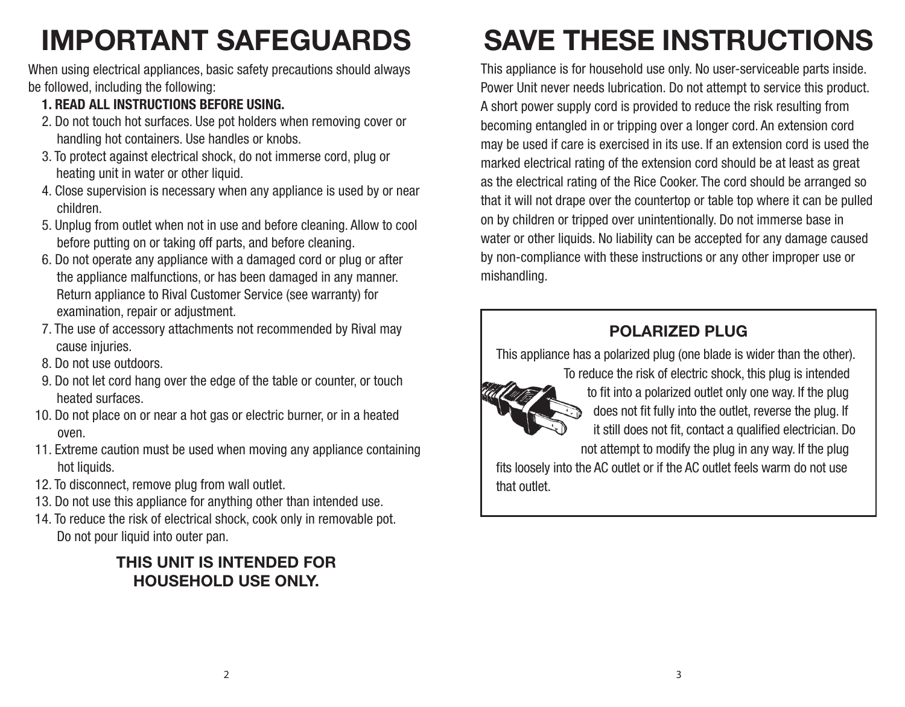# IMPORTANT SAFEGUARDS

When using electrical appliances, basic safety precautions should always be followed, including the following:

1. **READ ALL INSTRUCTIONS BEFORE USING.**
2. Do not touch hot surfaces. Use pot holders when removing cover or handling hot containers. Use handles or knobs.
3. To protect against electrical shock, do not immerse cord, plug or heating unit in water or other liquid.
4. Close supervision is necessary when any appliance is used by or near children.
5. Unplug from outlet when not in use and before cleaning. Allow to cool before putting on or taking off parts, and before cleaning.
6. Do not operate any appliance with a damaged cord or plug or after the appliance malfunctions, or has been damaged in any manner. Return appliance to Rival Customer Service (see warranty) for examination, repair or adjustment.
7. The use of accessory attachments not recommended by Rival may cause injuries.
8. Do not use outdoors.
9. Do not let cord hang over the edge of the table or counter, or touch heated surfaces.
10. Do not place on or near a hot gas or electric burner, or in a heated oven.
11. Extreme caution must be used when moving any appliance containing hot liquids.
12. To disconnect, remove plug from wall outlet.
13. Do not use this appliance for anything other than intended use.
14. To reduce the risk of electrical shock, cook only in removable pot. Do not pour liquid into outer pan.

**THIS UNIT IS INTENDED FOR HOUSEHOLD USE ONLY.**

# SAVE THESE INSTRUCTIONS

This appliance is for household use only. No user-serviceable parts inside. Power Unit never needs lubrication. Do not attempt to service this product. A short power supply cord is provided to reduce the risk resulting from becoming entangled in or tripping over a longer cord. An extension cord may be used if care is exercised in its use. If an extension cord is used the marked electrical rating of the extension cord should be at least as great as the electrical rating of the Rice Cooker. The cord should be arranged so that it will not drape over the countertop or table top where it can be pulled on by children or tripped over unintentionally. Do not immerse base in water or other liquids. No liability can be accepted for any damage caused by non-compliance with these instructions or any other improper use or mishandling.

## POLARIZED PLUG

This appliance has a polarized plug (one blade is wider than the other). To reduce the risk of electric shock, this plug is intended to fit into a polarized outlet only one way. If the plug does not fit fully into the outlet, reverse the plug. If it still does not fit, contact a qualified electrician. Do not attempt to modify the plug in any way. If the plug fits loosely into the AC outlet or if the AC outlet feels warm do not use that outlet.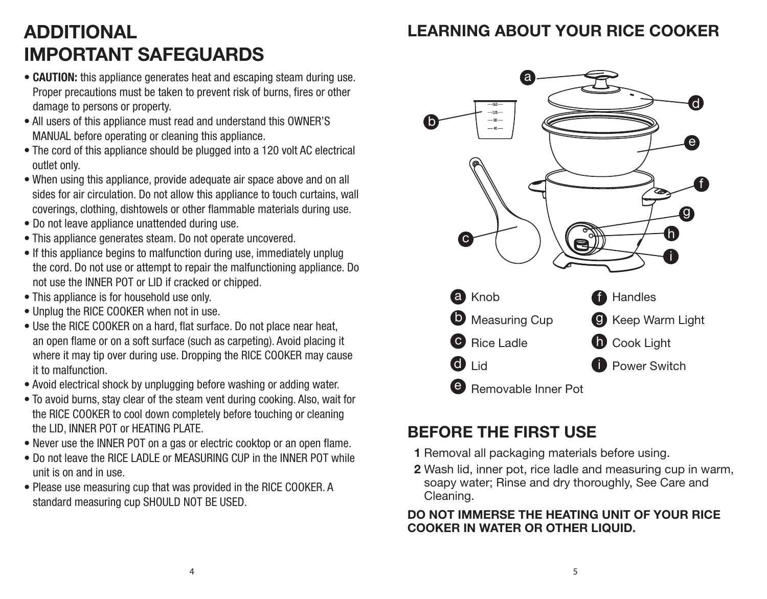# ADDITIONAL IMPORTANT SAFEGUARDS

- **CAUTION:** this appliance generates heat and escaping steam during use. Proper precautions must be taken to prevent risk of burns, fires or other damage to persons or property.
- All users of this appliance must read and understand this OWNER'S MANUAL before operating or cleaning this appliance.
- The cord of this appliance should be plugged into a 120 volt AC electrical outlet only.
- When using this appliance, provide adequate air space above and on all sides for air circulation. Do not allow this appliance to touch curtains, wall coverings, clothing, dishtowels or other flammable materials during use.
- Do not leave appliance unattended during use.
- This appliance generates steam. Do not operate uncovered.
- If this appliance begins to malfunction during use, immediately unplug the cord. Do not use or attempt to repair the malfunctioning appliance. Do not use the INNER POT or LID if cracked or chipped.
- This appliance is for household use only.
- Unplug the RICE COOKER when not in use.
- Use the RICE COOKER on a hard, flat surface. Do not place near heat, an open flame or on a soft surface (such as carpeting). Avoid placing it where it may tip over during use. Dropping the RICE COOKER may cause it to malfunction.
- Avoid electrical shock by unplugging before washing or adding water.
- To avoid burns, stay clear of the steam vent during cooking. Also, wait for the RICE COOKER to cool down completely before touching or cleaning the LID, INNER POT or HEATING PLATE.
- Never use the INNER POT on a gas or electric cooktop or an open flame.
- Do not leave the RICE LADLE or MEASURING CUP in the INNER POT while unit is on and in use.
- Please use measuring cup that was provided in the RICE COOKER. A standard measuring cup SHOULD NOT BE USED.

# LEARNING ABOUT YOUR RICE COOKER

a Knob
b Measuring Cup
c Rice Ladle
d Lid
e Removable Inner Pot
f Handles
g Keep Warm Light
h Cook Light
i Power Switch

# BEFORE THE FIRST USE

1 Removal all packaging materials before using.
2 Wash lid, inner pot, rice ladle and measuring cup in warm, soapy water; Rinse and dry thoroughly, See Care and Cleaning.

**DO NOT IMMERSE THE HEATING UNIT OF YOUR RICE COOKER IN WATER OR OTHER LIQUID.**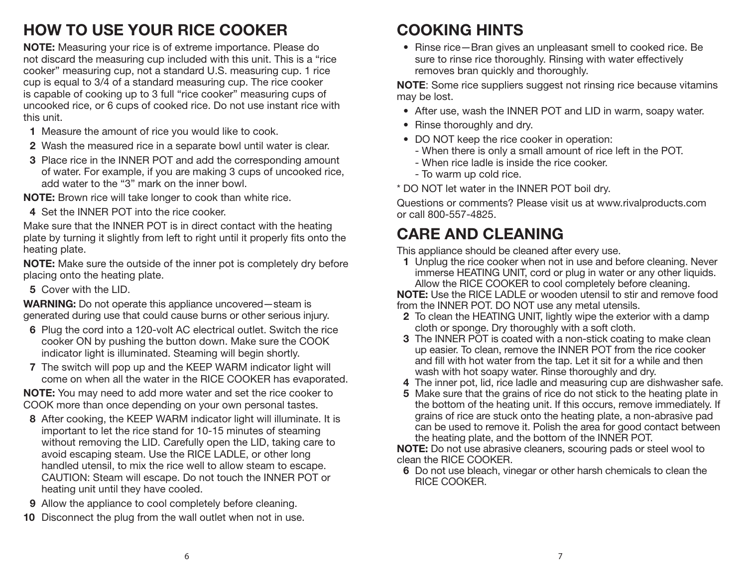# HOW TO USE YOUR RICE COOKER

**NOTE:** Measuring your rice is of extreme importance. Please do not discard the measuring cup included with this unit. This is a "rice cooker" measuring cup, not a standard U.S. measuring cup. 1 rice cup is equal to 3/4 of a standard measuring cup. The rice cooker is capable of cooking up to 3 full "rice cooker" measuring cups of uncooked rice, or 6 cups of cooked rice. Do not use instant rice with this unit.

1. Measure the amount of rice you would like to cook.
2. Wash the measured rice in a separate bowl until water is clear.
3. Place rice in the INNER POT and add the corresponding amount of water. For example, if you are making 3 cups of uncooked rice, add water to the "3" mark on the inner bowl.

**NOTE:** Brown rice will take longer to cook than white rice.

4. Set the INNER POT into the rice cooker.

Make sure that the INNER POT is in direct contact with the heating plate by turning it slightly from left to right until it properly fits onto the heating plate.

**NOTE:** Make sure the outside of the inner pot is completely dry before placing onto the heating plate.

5. Cover with the LID.

**WARNING:** Do not operate this appliance uncovered—steam is generated during use that could cause burns or other serious injury.

6. Plug the cord into a 120-volt AC electrical outlet. Switch the rice cooker ON by pushing the button down. Make sure the COOK indicator light is illuminated. Steaming will begin shortly.
7. The switch will pop up and the KEEP WARM indicator light will come on when all the water in the RICE COOKER has evaporated.

**NOTE:** You may need to add more water and set the rice cooker to COOK more than once depending on your own personal tastes.

8. After cooking, the KEEP WARM indicator light will illuminate. It is important to let the rice stand for 10-15 minutes of steaming without removing the LID. Carefully open the LID, taking care to avoid escaping steam. Use the RICE LADLE, or other long handled utensil, to mix the rice well to allow steam to escape. CAUTION: Steam will escape. Do not touch the INNER POT or heating unit until they have cooled.
9. Allow the appliance to cool completely before cleaning.
10. Disconnect the plug from the wall outlet when not in use.

# COOKING HINTS

- Rinse rice—Bran gives an unpleasant smell to cooked rice. Be sure to rinse rice thoroughly. Rinsing with water effectively removes bran quickly and thoroughly.

**NOTE**: Some rice suppliers suggest not rinsing rice because vitamins may be lost.

- After use, wash the INNER POT and LID in warm, soapy water.
- Rinse thoroughly and dry.
- DO NOT keep the rice cooker in operation:
  - When there is only a small amount of rice left in the POT.
  - When rice ladle is inside the rice cooker.
  - To warm up cold rice.

* DO NOT let water in the INNER POT boil dry.

Questions or comments? Please visit us at www.rivalproducts.com or call 800-557-4825.

# CARE AND CLEANING

This appliance should be cleaned after every use.

1. Unplug the rice cooker when not in use and before cleaning. Never immerse HEATING UNIT, cord or plug in water or any other liquids. Allow the RICE COOKER to cool completely before cleaning.

**NOTE:** Use the RICE LADLE or wooden utensil to stir and remove food from the INNER POT. DO NOT use any metal utensils.

2. To clean the HEATING UNIT, lightly wipe the exterior with a damp cloth or sponge. Dry thoroughly with a soft cloth.
3. The INNER POT is coated with a non-stick coating to make clean up easier. To clean, remove the INNER POT from the rice cooker and fill with hot water from the tap. Let it sit for a while and then wash with hot soapy water. Rinse thoroughly and dry.
4. The inner pot, lid, rice ladle and measuring cup are dishwasher safe.
5. Make sure that the grains of rice do not stick to the heating plate in the bottom of the heating unit. If this occurs, remove immediately. If grains of rice are stuck onto the heating plate, a non-abrasive pad can be used to remove it. Polish the area for good contact between the heating plate, and the bottom of the INNER POT.

**NOTE:** Do not use abrasive cleaners, scouring pads or steel wool to clean the RICE COOKER.

6. Do not use bleach, vinegar or other harsh chemicals to clean the RICE COOKER.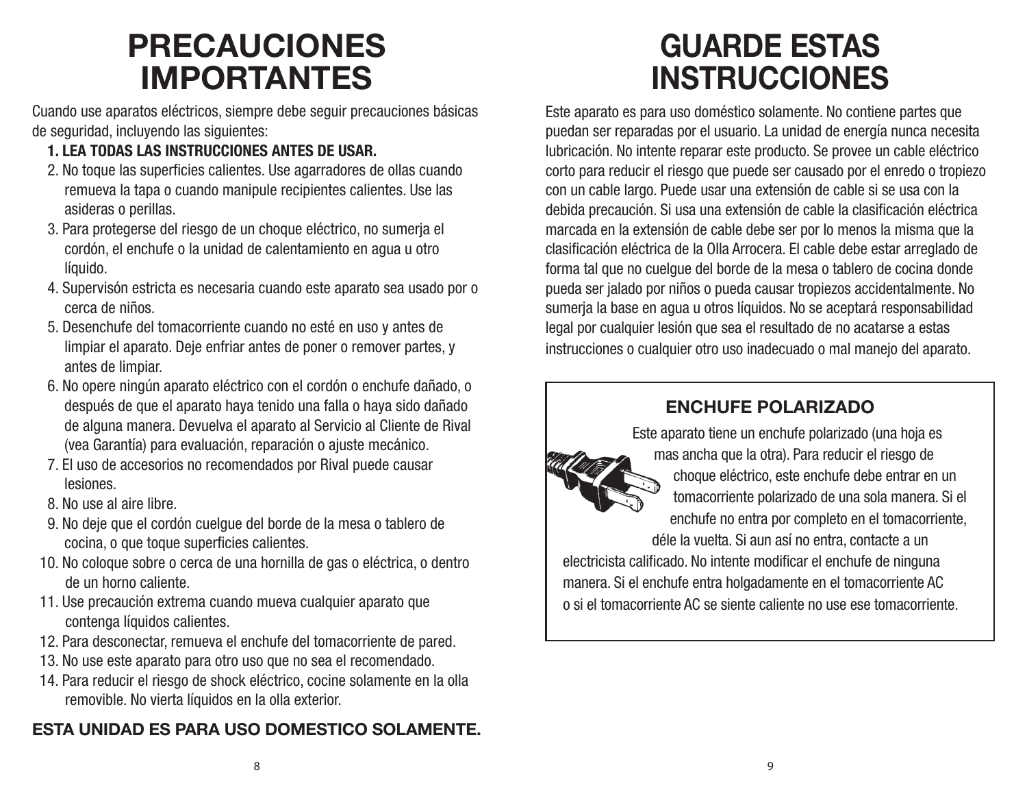# PRECAUCIONES IMPORTANTES

Cuando use aparatos eléctricos, siempre debe seguir precauciones básicas de seguridad, incluyendo las siguientes:

1. **LEA TODAS LAS INSTRUCCIONES ANTES DE USAR.**
2. No toque las superficies calientes. Use agarradores de ollas cuando remueva la tapa o cuando manipule recipientes calientes. Use las asideras o perillas.
3. Para protegerse del riesgo de un choque eléctrico, no sumerja el cordón, el enchufe o la unidad de calentamiento en agua u otro líquido.
4. Supervisón estricta es necesaria cuando este aparato sea usado por o cerca de niños.
5. Desenchufe del tomacorriente cuando no esté en uso y antes de limpiar el aparato. Deje enfriar antes de poner o remover partes, y antes de limpiar.
6. No opere ningún aparato eléctrico con el cordón o enchufe dañado, o después de que el aparato haya tenido una falla o haya sido dañado de alguna manera. Devuelva el aparato al Servicio al Cliente de Rival (vea Garantía) para evaluación, reparación o ajuste mecánico.
7. El uso de accesorios no recomendados por Rival puede causar lesiones.
8. No use al aire libre.
9. No deje que el cordón cuelgue del borde de la mesa o tablero de cocina, o que toque superficies calientes.
10. No coloque sobre o cerca de una hornilla de gas o eléctrica, o dentro de un horno caliente.
11. Use precaución extrema cuando mueva cualquier aparato que contenga líquidos calientes.
12. Para desconectar, remueva el enchufe del tomacorriente de pared.
13. No use este aparato para otro uso que no sea el recomendado.
14. Para reducir el riesgo de shock eléctrico, cocine solamente en la olla removible. No vierta líquidos en la olla exterior.

**ESTA UNIDAD ES PARA USO DOMESTICO SOLAMENTE.**

# GUARDE ESTAS INSTRUCCIONES

Este aparato es para uso doméstico solamente. No contiene partes que puedan ser reparadas por el usuario. La unidad de energía nunca necesita lubricación. No intente reparar este producto. Se provee un cable eléctrico corto para reducir el riesgo que puede ser causado por el enredo o tropiezo con un cable largo. Puede usar una extensión de cable si se usa con la debida precaución. Si usa una extensión de cable la clasificación eléctrica marcada en la extensión de cable debe ser por lo menos la misma que la clasificación eléctrica de la Olla Arrocera. El cable debe estar arreglado de forma tal que no cuelgue del borde de la mesa o tablero de cocina donde pueda ser jalado por niños o pueda causar tropiezos accidentalmente. No sumerja la base en agua u otros líquidos. No se aceptará responsabilidad legal por cualquier lesión que sea el resultado de no acatarse a estas instrucciones o cualquier otro uso inadecuado o mal manejo del aparato.

## ENCHUFE POLARIZADO

Este aparato tiene un enchufe polarizado (una hoja es mas ancha que la otra). Para reducir el riesgo de choque eléctrico, este enchufe debe entrar en un tomacorriente polarizado de una sola manera. Si el enchufe no entra por completo en el tomacorriente, déle la vuelta. Si aun así no entra, contacte a un electricista calificado. No intente modificar el enchufe de ninguna manera. Si el enchufe entra holgadamente en el tomacorriente AC o si el tomacorriente AC se siente caliente no use ese tomacorriente.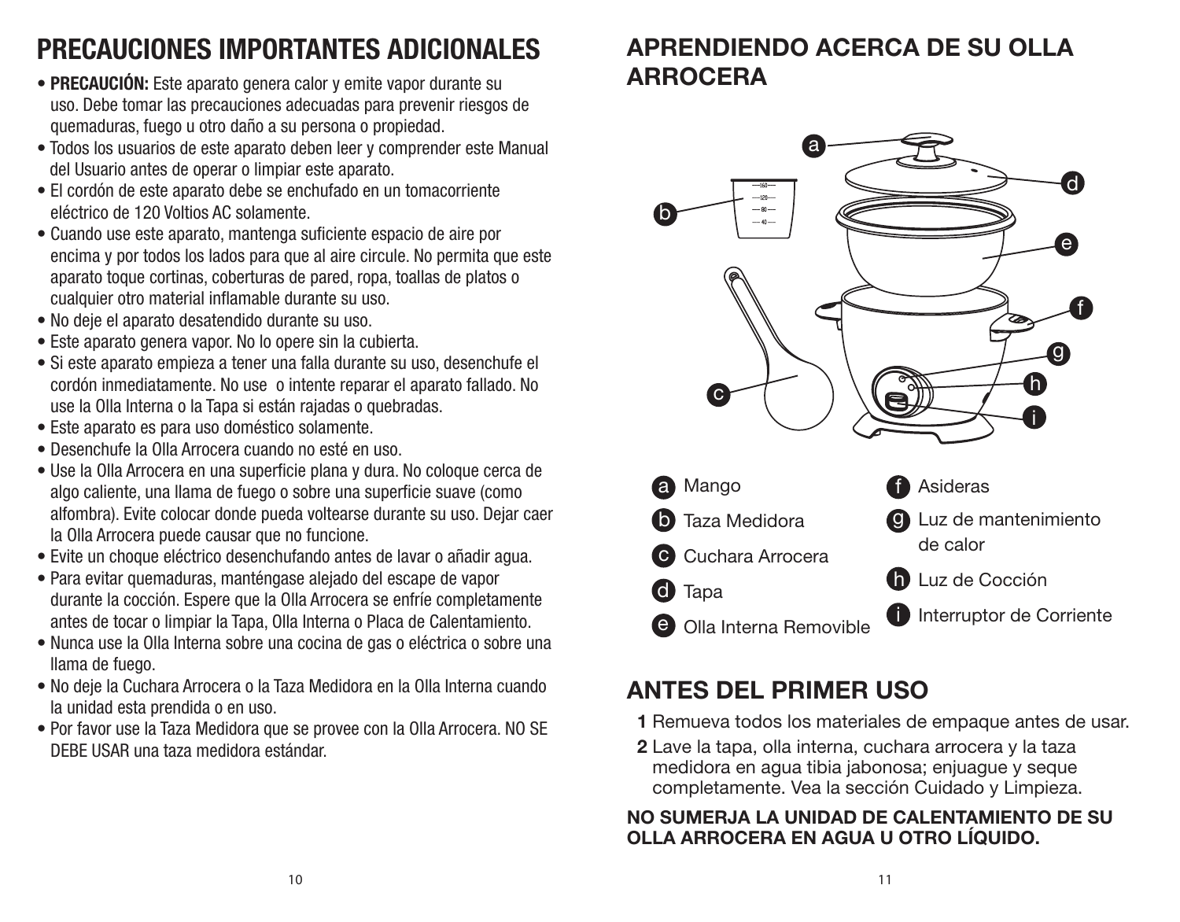# PRECAUCIONES IMPORTANTES ADICIONALES

- **PRECAUCIÓN:** Este aparato genera calor y emite vapor durante su uso. Debe tomar las precauciones adecuadas para prevenir riesgos de quemaduras, fuego u otro daño a su persona o propiedad.
- Todos los usuarios de este aparato deben leer y comprender este Manual del Usuario antes de operar o limpiar este aparato.
- El cordón de este aparato debe se enchufado en un tomacorriente eléctrico de 120 Voltios AC solamente.
- Cuando use este aparato, mantenga suficiente espacio de aire por encima y por todos los lados para que al aire circule. No permita que este aparato toque cortinas, coberturas de pared, ropa, toallas de platos o cualquier otro material inflamable durante su uso.
- No deje el aparato desatendido durante su uso.
- Este aparato genera vapor. No lo opere sin la cubierta.
- Si este aparato empieza a tener una falla durante su uso, desenchufe el cordón inmediatamente. No use o intente reparar el aparato fallado. No use la Olla Interna o la Tapa si están rajadas o quebradas.
- Este aparato es para uso doméstico solamente.
- Desenchufe la Olla Arrocera cuando no esté en uso.
- Use la Olla Arrocera en una superficie plana y dura. No coloque cerca de algo caliente, una llama de fuego o sobre una superficie suave (como alfombra). Evite colocar donde pueda voltearse durante su uso. Dejar caer la Olla Arrocera puede causar que no funcione.
- Evite un choque eléctrico desenchufando antes de lavar o añadir agua.
- Para evitar quemaduras, manténgase alejado del escape de vapor durante la cocción. Espere que la Olla Arrocera se enfríe completamente antes de tocar o limpiar la Tapa, Olla Interna o Placa de Calentamiento.
- Nunca use la Olla Interna sobre una cocina de gas o eléctrica o sobre una llama de fuego.
- No deje la Cuchara Arrocera o la Taza Medidora en la Olla Interna cuando la unidad esta prendida o en uso.
- Por favor use la Taza Medidora que se provee con la Olla Arrocera. NO SE DEBE USAR una taza medidora estándar.

# APRENDIENDO ACERCA DE SU OLLA ARROCERA

a Mango
b Taza Medidora
c Cuchara Arrocera
d Tapa
e Olla Interna Removible
f Asideras
g Luz de mantenimiento de calor
h Luz de Cocción
i Interruptor de Corriente

# ANTES DEL PRIMER USO

1. Remueva todos los materiales de empaque antes de usar.
2. Lave la tapa, olla interna, cuchara arrocera y la taza medidora en agua tibia jabonosa; enjuague y seque completamente. Vea la sección Cuidado y Limpieza.

**NO SUMERJA LA UNIDAD DE CALENTAMIENTO DE SU OLLA ARROCERA EN AGUA U OTRO LÍQUIDO.**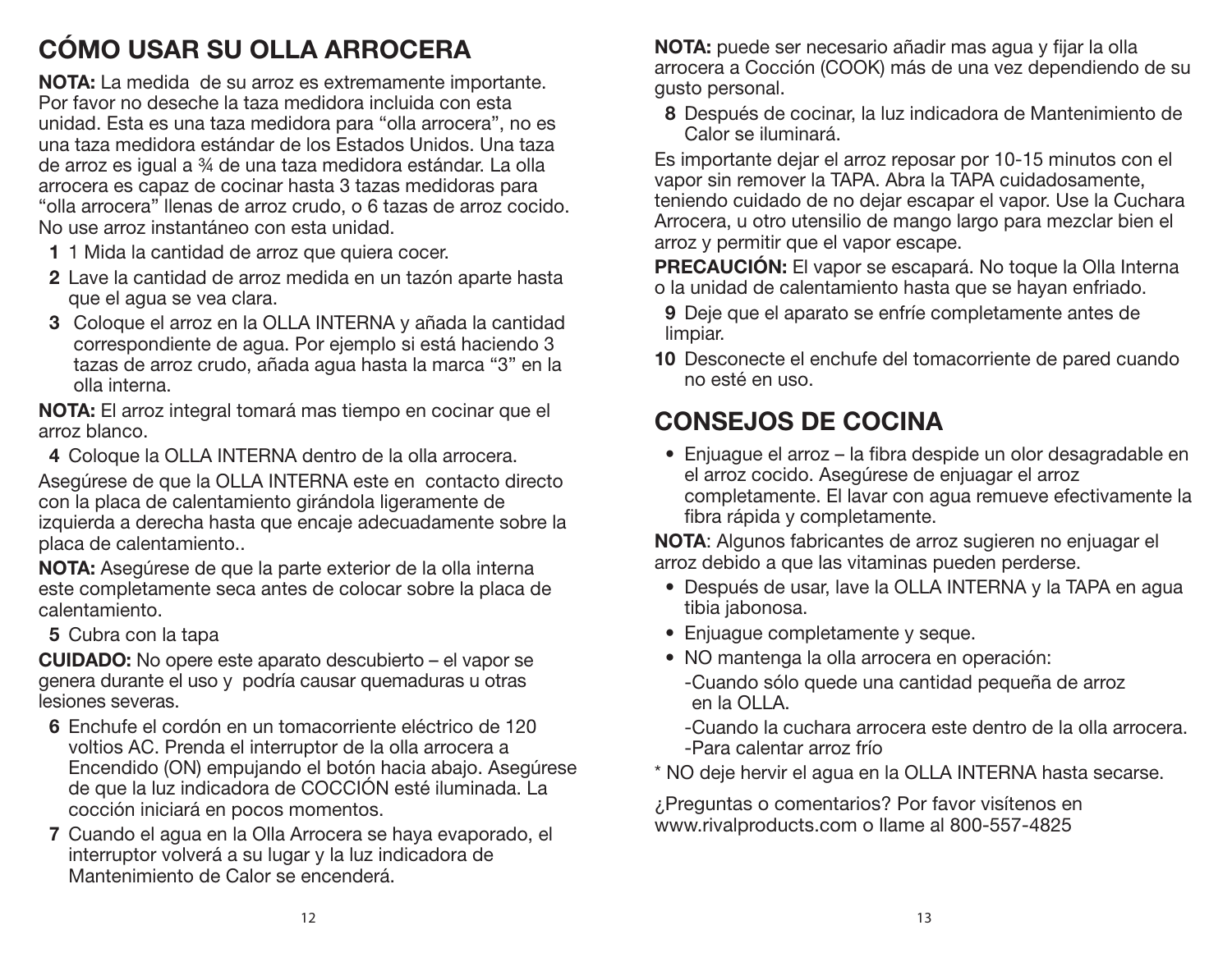# CÓMO USAR SU OLLA ARROCERA

**NOTA:** La medida de su arroz es extremamente importante. Por favor no deseche la taza medidora incluida con esta unidad. Esta es una taza medidora para "olla arrocera", no es una taza medidora estándar de los Estados Unidos. Una taza de arroz es igual a ¾ de una taza medidora estándar. La olla arrocera es capaz de cocinar hasta 3 tazas medidoras para "olla arrocera" llenas de arroz crudo, o 6 tazas de arroz cocido. No use arroz instantáneo con esta unidad.

1. 1 Mida la cantidad de arroz que quiera cocer.
2. Lave la cantidad de arroz medida en un tazón aparte hasta que el agua se vea clara.
3. Coloque el arroz en la OLLA INTERNA y añada la cantidad correspondiente de agua. Por ejemplo si está haciendo 3 tazas de arroz crudo, añada agua hasta la marca "3" en la olla interna.

**NOTA:** El arroz integral tomará mas tiempo en cocinar que el arroz blanco.

4. Coloque la OLLA INTERNA dentro de la olla arrocera.

Asegúrese de que la OLLA INTERNA este en contacto directo con la placa de calentamiento girándola ligeramente de izquierda a derecha hasta que encaje adecuadamente sobre la placa de calentamiento..

**NOTA:** Asegúrese de que la parte exterior de la olla interna este completamente seca antes de colocar sobre la placa de calentamiento.

5. Cubra con la tapa

**CUIDADO:** No opere este aparato descubierto – el vapor se genera durante el uso y podría causar quemaduras u otras lesiones severas.

6. Enchufe el cordón en un tomacorriente eléctrico de 120 voltios AC. Prenda el interruptor de la olla arrocera a Encendido (ON) empujando el botón hacia abajo. Asegúrese de que la luz indicadora de COCCIÓN esté iluminada. La cocción iniciará en pocos momentos.
7. Cuando el agua en la Olla Arrocera se haya evaporado, el interruptor volverá a su lugar y la luz indicadora de Mantenimiento de Calor se encenderá.

**NOTA:** puede ser necesario añadir mas agua y fijar la olla arrocera a Cocción (COOK) más de una vez dependiendo de su gusto personal.

8. Después de cocinar, la luz indicadora de Mantenimiento de Calor se iluminará.

Es importante dejar el arroz reposar por 10-15 minutos con el vapor sin remover la TAPA. Abra la TAPA cuidadosamente, teniendo cuidado de no dejar escapar el vapor. Use la Cuchara Arrocera, u otro utensilio de mango largo para mezclar bien el arroz y permitir que el vapor escape.

**PRECAUCIÓN:** El vapor se escapará. No toque la Olla Interna o la unidad de calentamiento hasta que se hayan enfriado.

9. Deje que el aparato se enfríe completamente antes de limpiar.
10. Desconecte el enchufe del tomacorriente de pared cuando no esté en uso.

# CONSEJOS DE COCINA

- Enjuague el arroz – la fibra despide un olor desagradable en el arroz cocido. Asegúrese de enjuagar el arroz completamente. El lavar con agua remueve efectivamente la fibra rápida y completamente.

**NOTA**: Algunos fabricantes de arroz sugieren no enjuagar el arroz debido a que las vitaminas pueden perderse.

- Después de usar, lave la OLLA INTERNA y la TAPA en agua tibia jabonosa.
- Enjuague completamente y seque.
- NO mantenga la olla arrocera en operación:
  - -Cuando sólo quede una cantidad pequeña de arroz en la OLLA.
  - -Cuando la cuchara arrocera este dentro de la olla arrocera.
  - -Para calentar arroz frío

\* NO deje hervir el agua en la OLLA INTERNA hasta secarse.

¿Preguntas o comentarios? Por favor visítenos en www.rivalproducts.com o llame al 800-557-4825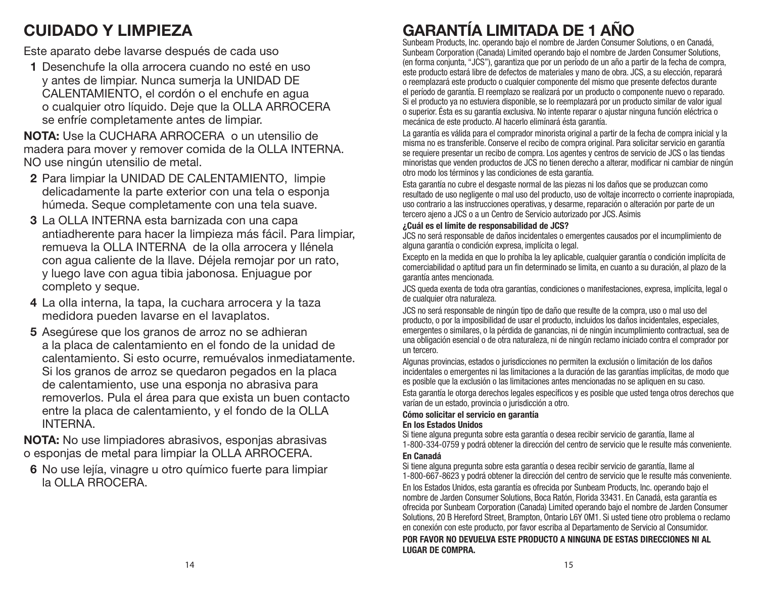# CUIDADO Y LIMPIEZA

Este aparato debe lavarse después de cada uso

1. Desenchufe la olla arrocera cuando no esté en uso y antes de limpiar. Nunca sumerja la UNIDAD DE CALENTAMIENTO, el cordón o el enchufe en agua o cualquier otro líquido. Deje que la OLLA ARROCERA se enfríe completamente antes de limpiar.

**NOTA:** Use la CUCHARA ARROCERA o un utensilio de madera para mover y remover comida de la OLLA INTERNA. NO use ningún utensilio de metal.

2. Para limpiar la UNIDAD DE CALENTAMIENTO, limpie delicadamente la parte exterior con una tela o esponja húmeda. Seque completamente con una tela suave.
3. La OLLA INTERNA esta barnizada con una capa antiadherente para hacer la limpieza más fácil. Para limpiar, remueva la OLLA INTERNA de la olla arrocera y llénela con agua caliente de la llave. Déjela remojar por un rato, y luego lave con agua tibia jabonosa. Enjuague por completo y seque.
4. La olla interna, la tapa, la cuchara arrocera y la taza medidora pueden lavarse en el lavaplatos.
5. Asegúrese que los granos de arroz no se adhieran a la placa de calentamiento en el fondo de la unidad de calentamiento. Si esto ocurre, remuévalos inmediatamente. Si los granos de arroz se quedaron pegados en la placa de calentamiento, use una esponja no abrasiva para removerlos. Pula el área para que exista un buen contacto entre la placa de calentamiento, y el fondo de la OLLA INTERNA.

**NOTA:** No use limpiadores abrasivos, esponjas abrasivas o esponjas de metal para limpiar la OLLA ARROCERA.

6. No use lejía, vinagre u otro químico fuerte para limpiar la OLLA RROCERA.

# GARANTÍA LIMITADA DE 1 AÑO

Sunbeam Products, Inc. operando bajo el nombre de Jarden Consumer Solutions, o en Canadá, Sunbeam Corporation (Canada) Limited operando bajo el nombre de Jarden Consumer Solutions, (en forma conjunta, "JCS"), garantiza que por un período de un año a partir de la fecha de compra, este producto estará libre de defectos de materiales y mano de obra. JCS, a su elección, reparará o reemplazará este producto o cualquier componente del mismo que presente defectos durante el período de garantía. El reemplazo se realizará por un producto o componente nuevo o reparado. Si el producto ya no estuviera disponible, se lo reemplazará por un producto similar de valor igual o superior. Ésta es su garantía exclusiva. No intente reparar o ajustar ninguna función eléctrica o mecánica de este producto. Al hacerlo elimínará ésta garantía.

La garantía es válida para el comprador minorista original a partir de la fecha de compra inicial y la misma no es transferible. Conserve el recibo de compra original. Para solicitar servicio en garantía se requiere presentar un recibo de compra. Los agentes y centros de servicio de JCS o las tiendas minoristas que venden productos de JCS no tienen derecho a alterar, modificar ni cambiar de ningún otro modo los términos y las condiciones de esta garantía.

Esta garantía no cubre el desgaste normal de las piezas ni los daños que se produzcan como resultado de uso negligente o mal uso del producto, uso de voltaje incorrecto o corriente inapropiada, uso contrario a las instrucciones operativas, y desarme, reparación o alteración por parte de un tercero ajeno a JCS o a un Centro de Servicio autorizado por JCS. Asimis

**¿Cuál es el límite de responsabilidad de JCS?**

JCS no será responsable de daños incidentales o emergentes causados por el incumplimiento de alguna garantía o condición expresa, implícita o legal.

Excepto en la medida en que lo prohíba la ley aplicable, cualquier garantía o condición implícita de comerciabilidad o aptitud para un fin determinado se limita, en cuanto a su duración, al plazo de la garantía antes mencionada.

JCS queda exenta de toda otra garantías, condiciones o manifestaciones, expresa, implícita, legal o de cualquier otra naturaleza.

JCS no será responsable de ningún tipo de daño que resulte de la compra, uso o mal uso del producto, o por la imposibilidad de usar el producto, incluidos los daños incidentales, especiales, emergentes o similares, o la pérdida de ganancias, ni de ningún incumplimiento contractual, sea de una obligación esencial o de otra naturaleza, ni de ningún reclamo iniciado contra el comprador por un tercero.

Algunas provincias, estados o jurisdicciones no permiten la exclusión o limitación de los daños incidentales o emergentes ni las limitaciones a la duración de las garantías implícitas, de modo que es posible que la exclusión o las limitaciones antes mencionadas no se apliquen en su caso.

Esta garantía le otorga derechos legales específicos y es posible que usted tenga otros derechos que varían de un estado, provincia o jurisdicción a otro.

**Cómo solicitar el servicio en garantía**

**En los Estados Unidos**

Si tiene alguna pregunta sobre esta garantía o desea recibir servicio de garantía, llame al 1-800-334-0759 y podrá obtener la dirección del centro de servicio que le resulte más conveniente.

**En Canadá**

Si tiene alguna pregunta sobre esta garantía o desea recibir servicio de garantía, llame al 1-800-667-8623 y podrá obtener la dirección del centro de servicio que le resulte más conveniente.

En los Estados Unidos, esta garantía es ofrecida por Sunbeam Products, Inc. operando bajo el nombre de Jarden Consumer Solutions, Boca Ratón, Florida 33431. En Canadá, esta garantía es ofrecida por Sunbeam Corporation (Canada) Limited operando bajo el nombre de Jarden Consumer Solutions, 20 B Hereford Street, Brampton, Ontario L6Y 0M1. Si usted tiene otro problema o reclamo en conexión con este producto, por favor escriba al Departamento de Servicio al Consumidor.

**POR FAVOR NO DEVUELVA ESTE PRODUCTO A NINGUNA DE ESTAS DIRECCIONES NI AL LUGAR DE COMPRA.**